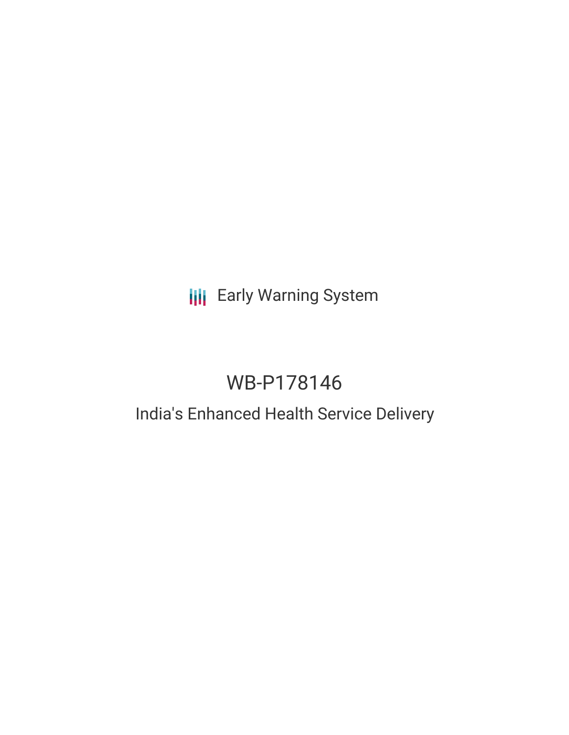Early Warning System

# WB-P178146

## India's Enhanced Health Service Delivery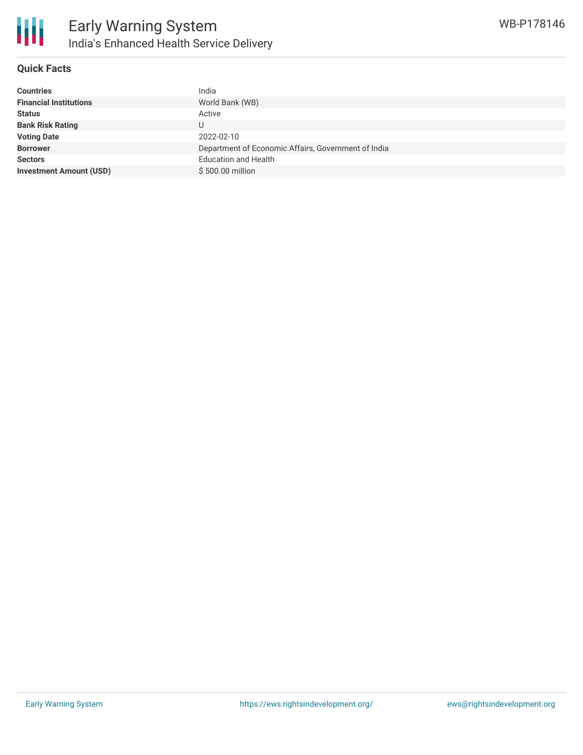## Quick Facts

| | |
|---|---|
| **Countries** | India |
| **Financial Institutions** | World Bank (WB) |
| **Status** | Active |
| **Bank Risk Rating** | U |
| **Voting Date** | 2022-02-10 |
| **Borrower** | Department of Economic Affairs, Government of India |
| **Sectors** | Education and Health |
| **Investment Amount (USD)** | $ 500.00 million |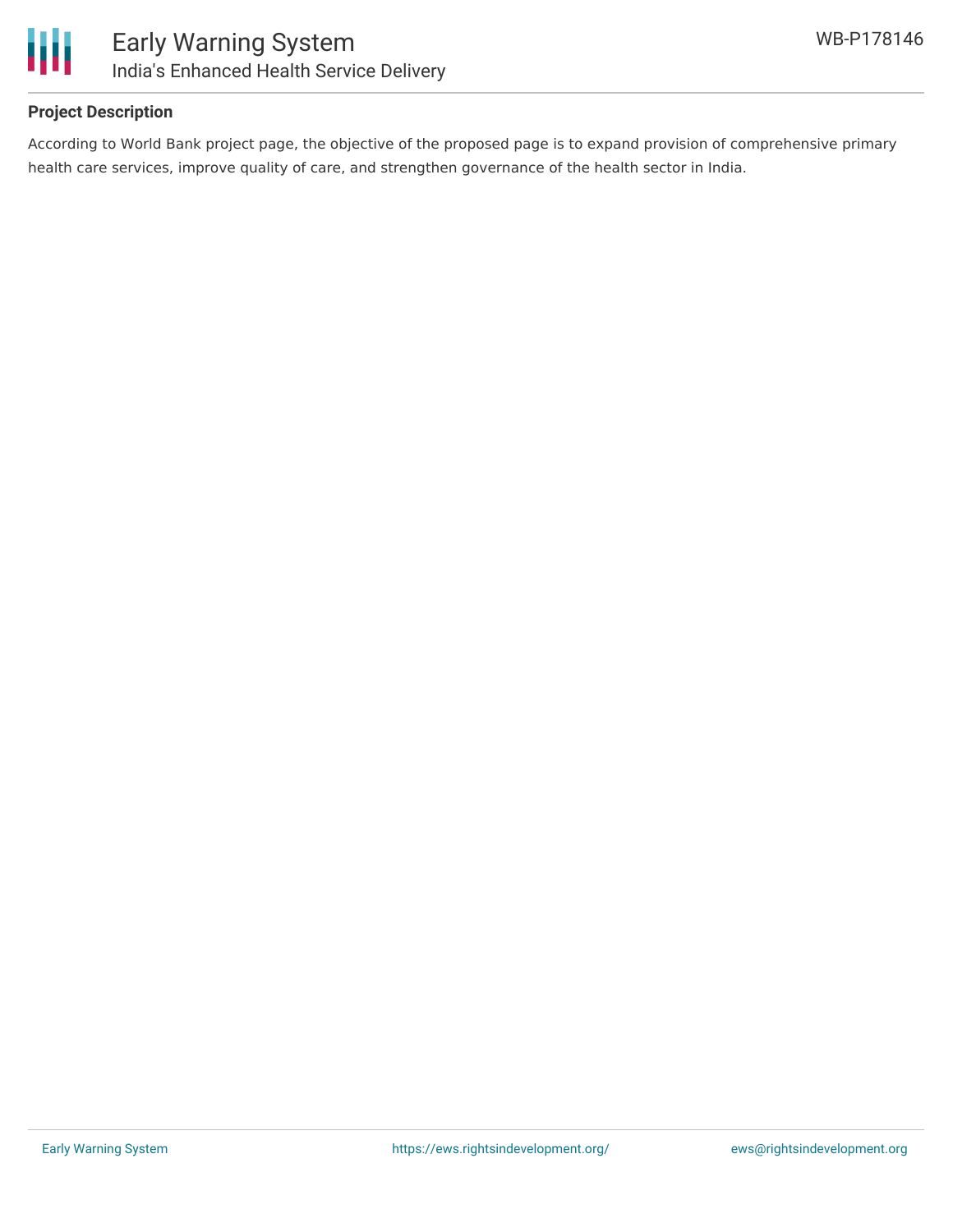## Project Description

According to World Bank project page, the objective of the proposed page is to expand provision of comprehensive primary health care services, improve quality of care, and strengthen governance of the health sector in India.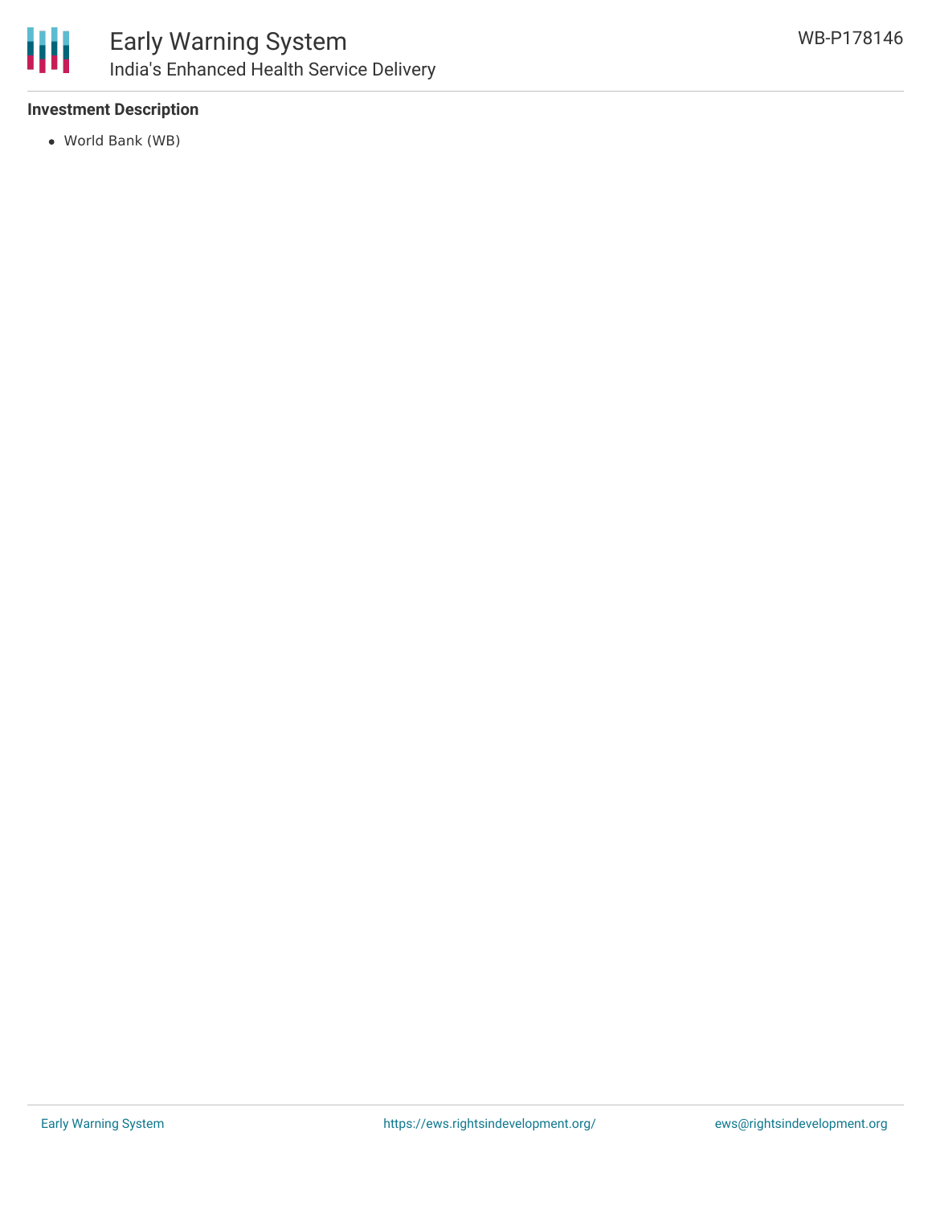**Investment Description**

- World Bank (WB)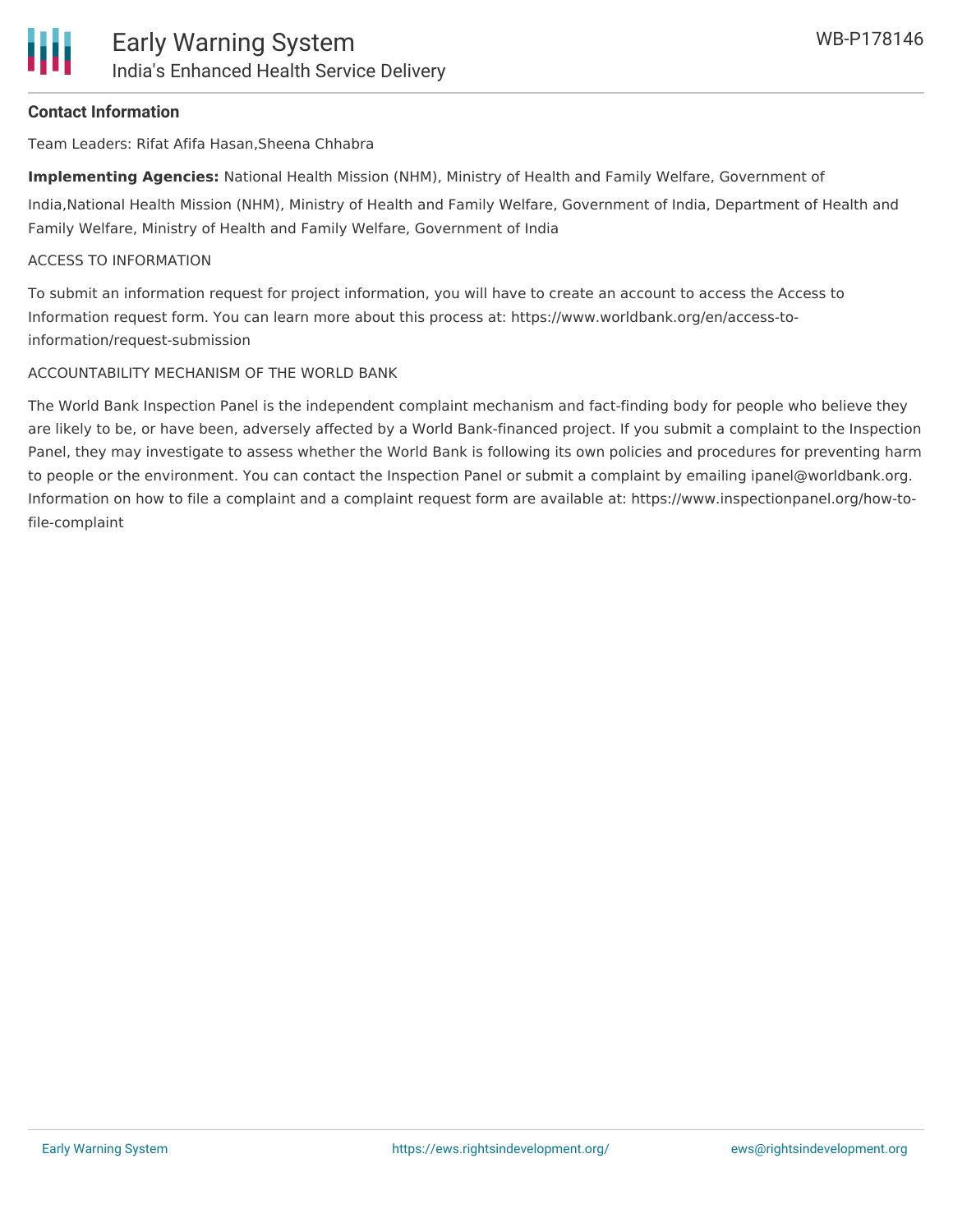**Contact Information**

Team Leaders: Rifat Afifa Hasan,Sheena Chhabra

**Implementing Agencies:** National Health Mission (NHM), Ministry of Health and Family Welfare, Government of India,National Health Mission (NHM), Ministry of Health and Family Welfare, Government of India, Department of Health and Family Welfare, Ministry of Health and Family Welfare, Government of India

ACCESS TO INFORMATION

To submit an information request for project information, you will have to create an account to access the Access to Information request form. You can learn more about this process at: https://www.worldbank.org/en/access-to-information/request-submission

ACCOUNTABILITY MECHANISM OF THE WORLD BANK

The World Bank Inspection Panel is the independent complaint mechanism and fact-finding body for people who believe they are likely to be, or have been, adversely affected by a World Bank-financed project. If you submit a complaint to the Inspection Panel, they may investigate to assess whether the World Bank is following its own policies and procedures for preventing harm to people or the environment. You can contact the Inspection Panel or submit a complaint by emailing ipanel@worldbank.org. Information on how to file a complaint and a complaint request form are available at: https://www.inspectionpanel.org/how-to-file-complaint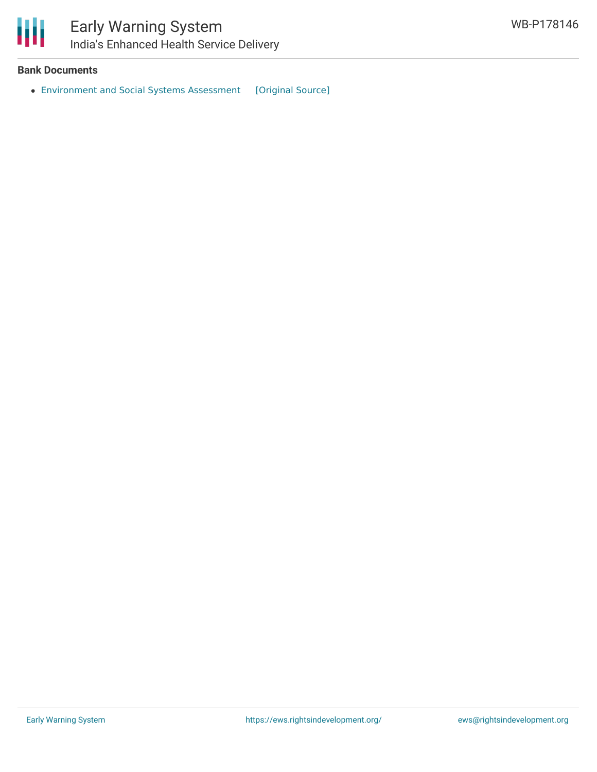### Bank Documents

- Environment and Social Systems Assessment [Original Source]